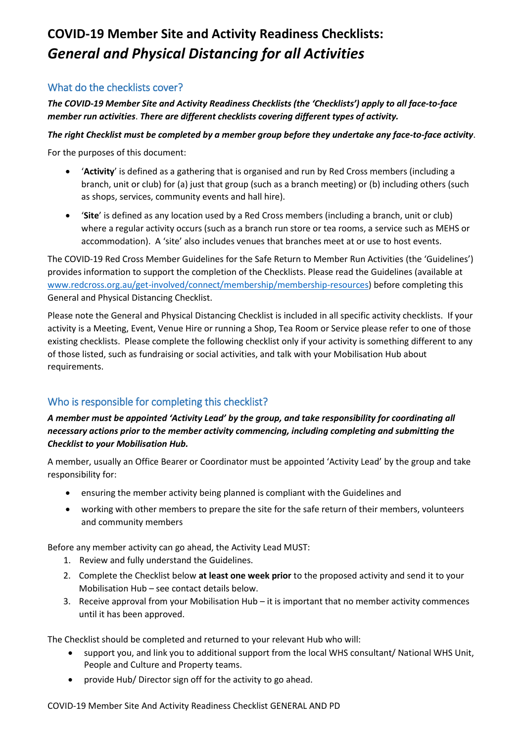# COVID-19 Member Site and Activity Readiness Checklists: *General and Physical Distancing for all Activities*

## What do the checklists cover?

***The COVID-19 Member Site and Activity Readiness Checklists (the 'Checklists') apply to all face-to-face member run activities*. *There are different checklists covering different types of activity.***

***The right Checklist must be completed by a member group before they undertake any face-to-face activity***.

For the purposes of this document:

- '**Activity**' is defined as a gathering that is organised and run by Red Cross members (including a branch, unit or club) for (a) just that group (such as a branch meeting) or (b) including others (such as shops, services, community events and hall hire).
- '**Site**' is defined as any location used by a Red Cross members (including a branch, unit or club) where a regular activity occurs (such as a branch run store or tea rooms, a service such as MEHS or accommodation). A 'site' also includes venues that branches meet at or use to host events.

The COVID-19 Red Cross Member Guidelines for the Safe Return to Member Run Activities (the 'Guidelines') provides information to support the completion of the Checklists. Please read the Guidelines (available at www.redcross.org.au/get-involved/connect/membership/membership-resources) before completing this General and Physical Distancing Checklist.

Please note the General and Physical Distancing Checklist is included in all specific activity checklists. If your activity is a Meeting, Event, Venue Hire or running a Shop, Tea Room or Service please refer to one of those existing checklists. Please complete the following checklist only if your activity is something different to any of those listed, such as fundraising or social activities, and talk with your Mobilisation Hub about requirements.

## Who is responsible for completing this checklist?

***A member must be appointed 'Activity Lead' by the group, and take responsibility for coordinating all necessary actions prior to the member activity commencing, including completing and submitting the Checklist to your Mobilisation Hub.***

A member, usually an Office Bearer or Coordinator must be appointed 'Activity Lead' by the group and take responsibility for:

- ensuring the member activity being planned is compliant with the Guidelines and
- working with other members to prepare the site for the safe return of their members, volunteers and community members

Before any member activity can go ahead, the Activity Lead MUST:

1. Review and fully understand the Guidelines.
2. Complete the Checklist below **at least one week prior** to the proposed activity and send it to your Mobilisation Hub – see contact details below.
3. Receive approval from your Mobilisation Hub – it is important that no member activity commences until it has been approved.

The Checklist should be completed and returned to your relevant Hub who will:

- support you, and link you to additional support from the local WHS consultant/ National WHS Unit, People and Culture and Property teams.
- provide Hub/ Director sign off for the activity to go ahead.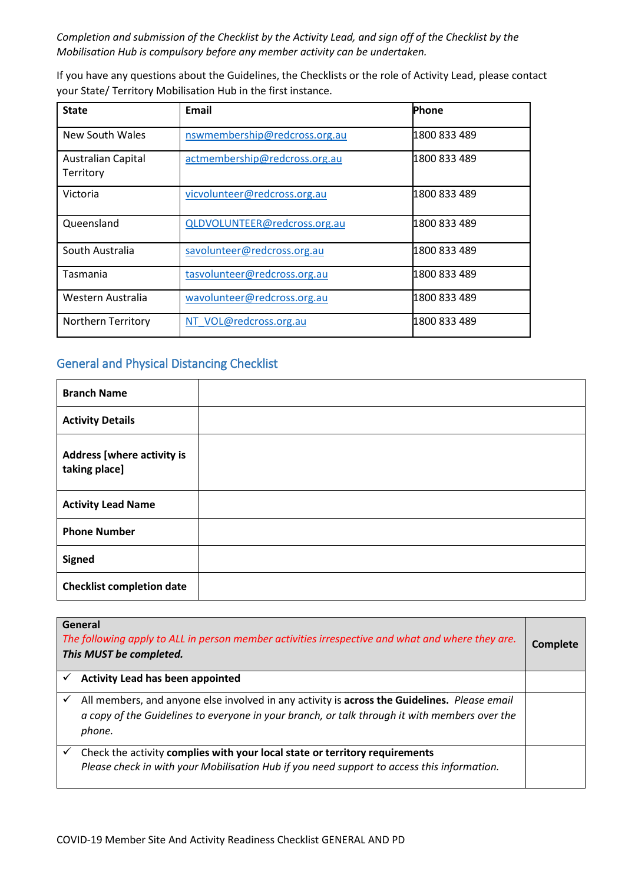*Completion and submission of the Checklist by the Activity Lead, and sign off of the Checklist by the Mobilisation Hub is compulsory before any member activity can be undertaken.*

If you have any questions about the Guidelines, the Checklists or the role of Activity Lead, please contact your State/ Territory Mobilisation Hub in the first instance.

| State | Email | Phone |
|---|---|---|
| New South Wales | nswmembership@redcross.org.au | 1800 833 489 |
| Australian Capital Territory | actmembership@redcross.org.au | 1800 833 489 |
| Victoria | vicvolunteer@redcross.org.au | 1800 833 489 |
| Queensland | QLDVOLUNTEER@redcross.org.au | 1800 833 489 |
| South Australia | savolunteer@redcross.org.au | 1800 833 489 |
| Tasmania | tasvolunteer@redcross.org.au | 1800 833 489 |
| Western Australia | wavolunteer@redcross.org.au | 1800 833 489 |
| Northern Territory | NT_VOL@redcross.org.au | 1800 833 489 |

## General and Physical Distancing Checklist

| **Branch Name** | |
|---|---|
| **Activity Details** | |
| **Address [where activity is taking place]** | |
| **Activity Lead Name** | |
| **Phone Number** | |
| **Signed** | |
| **Checklist completion date** | |

| **General**<br>*The following apply to ALL in person member activities irrespective and what and where they are.*<br>***This MUST be completed.*** | **Complete** |
|---|---|
| ✓ **Activity Lead has been appointed** | |
| ✓ All members, and anyone else involved in any activity is **across the Guidelines.** *Please email a copy of the Guidelines to everyone in your branch, or talk through it with members over the phone.* | |
| ✓ Check the activity **complies with your local state or territory requirements**<br>*Please check in with your Mobilisation Hub if you need support to access this information.* | |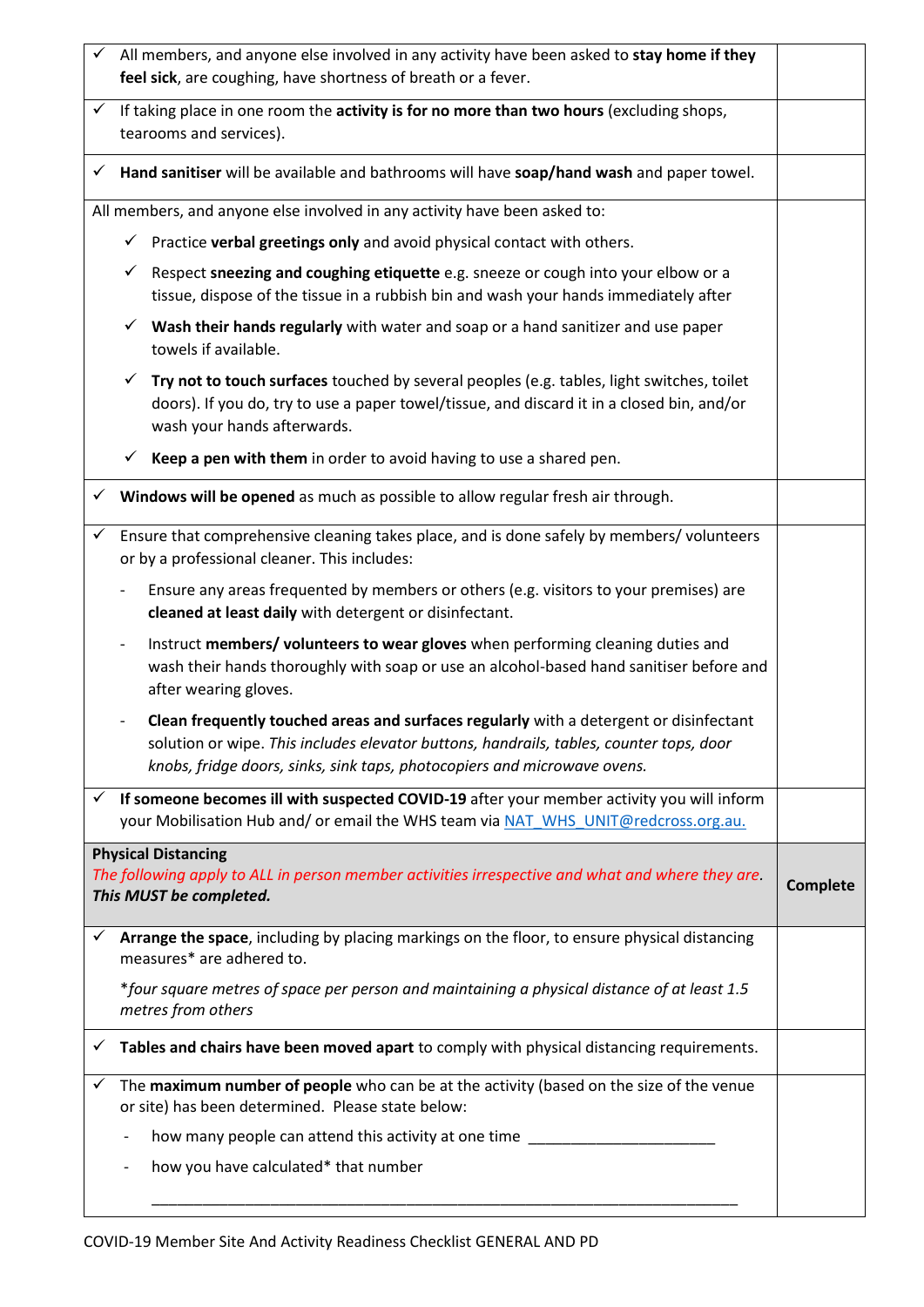| | |
|---|---|
| ✓ All members, and anyone else involved in any activity have been asked to **stay home if they feel sick**, are coughing, have shortness of breath or a fever. | |
| ✓ If taking place in one room the **activity is for no more than two hours** (excluding shops, tearooms and services). | |
| ✓ **Hand sanitiser** will be available and bathrooms will have **soap/hand wash** and paper towel. | |
| All members, and anyone else involved in any activity have been asked to:<br>✓ Practice **verbal greetings only** and avoid physical contact with others.<br>✓ Respect **sneezing and coughing etiquette** e.g. sneeze or cough into your elbow or a tissue, dispose of the tissue in a rubbish bin and wash your hands immediately after<br>✓ **Wash their hands regularly** with water and soap or a hand sanitizer and use paper towels if available.<br>✓ **Try not to touch surfaces** touched by several peoples (e.g. tables, light switches, toilet doors). If you do, try to use a paper towel/tissue, and discard it in a closed bin, and/or wash your hands afterwards.<br>✓ **Keep a pen with them** in order to avoid having to use a shared pen. | |
| ✓ **Windows will be opened** as much as possible to allow regular fresh air through. | |
| ✓ Ensure that comprehensive cleaning takes place, and is done safely by members/ volunteers or by a professional cleaner. This includes:<br>- Ensure any areas frequented by members or others (e.g. visitors to your premises) are **cleaned at least daily** with detergent or disinfectant.<br>- Instruct **members/ volunteers to wear gloves** when performing cleaning duties and wash their hands thoroughly with soap or use an alcohol-based hand sanitiser before and after wearing gloves.<br>- **Clean frequently touched areas and surfaces regularly** with a detergent or disinfectant solution or wipe. *This includes elevator buttons, handrails, tables, counter tops, door knobs, fridge doors, sinks, sink taps, photocopiers and microwave ovens.* | |
| ✓ **If someone becomes ill with suspected COVID-19** after your member activity you will inform your Mobilisation Hub and/ or email the WHS team via NAT_WHS_UNIT@redcross.org.au. | |
| **Physical Distancing**<br>*The following apply to ALL in person member activities irrespective and what and where they are.*<br>***This MUST be completed.*** | **Complete** |
| ✓ **Arrange the space**, including by placing markings on the floor, to ensure physical distancing measures* are adhered to.<br>**four square metres of space per person and maintaining a physical distance of at least 1.5 metres from others* | |
| ✓ **Tables and chairs have been moved apart** to comply with physical distancing requirements. | |
| ✓ The **maximum number of people** who can be at the activity (based on the size of the venue or site) has been determined. Please state below:<br>- how many people can attend this activity at one time ______________________<br>- how you have calculated* that number<br>______________________________________________________________________ | |

COVID-19 Member Site And Activity Readiness Checklist GENERAL AND PD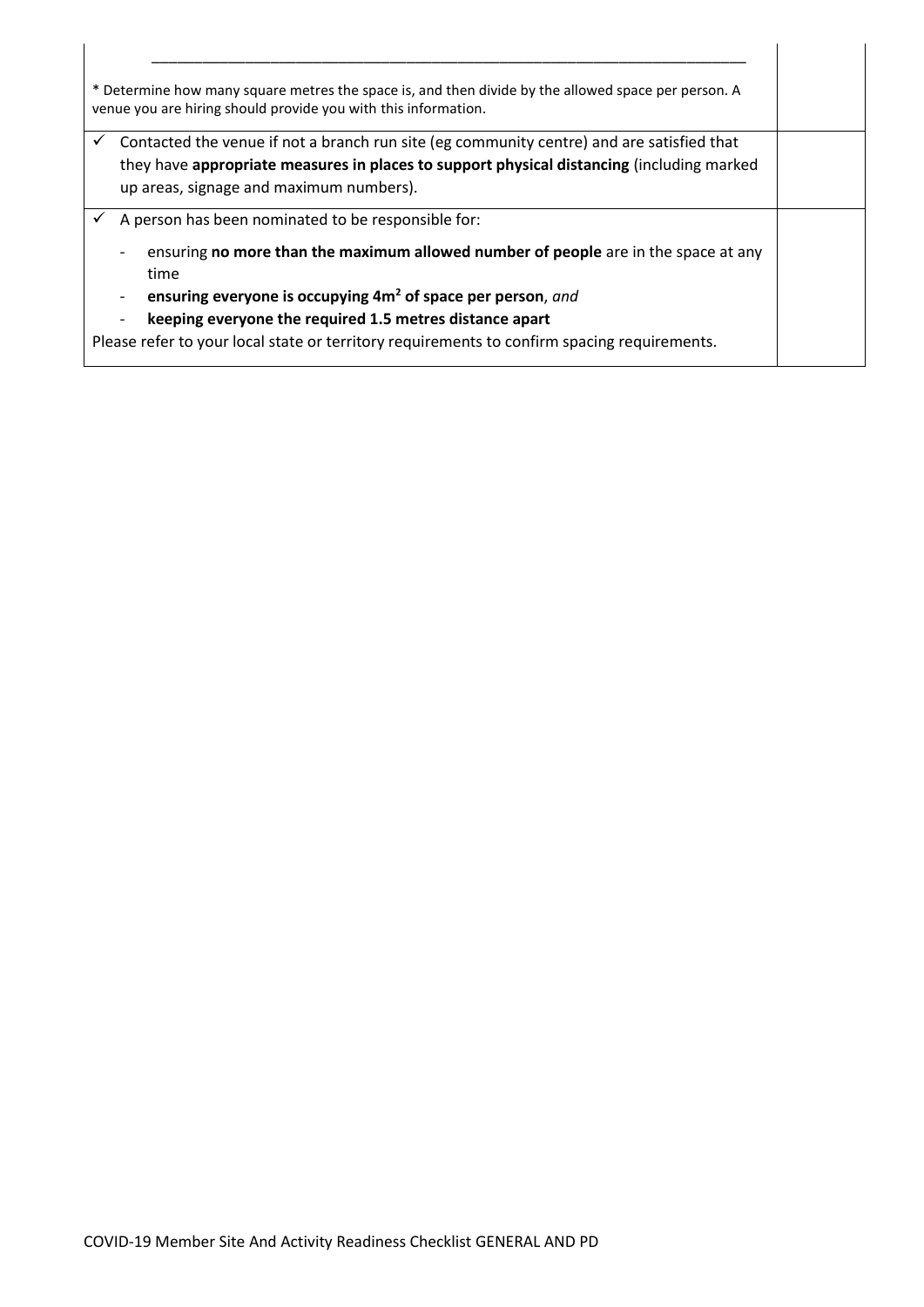| | |
|---|---|
| ______________________________________________________________________<br><br>* Determine how many square metres the space is, and then divide by the allowed space per person. A venue you are hiring should provide you with this information. | |
| ✓ Contacted the venue if not a branch run site (eg community centre) and are satisfied that they have **appropriate measures in places to support physical distancing** (including marked up areas, signage and maximum numbers). | |
| ✓ A person has been nominated to be responsible for:<br>- ensuring **no more than the maximum allowed number of people** are in the space at any time<br>- **ensuring everyone is occupying 4m$^2$ of space per person**, *and*<br>- **keeping everyone the required 1.5 metres distance apart**<br><br>Please refer to your local state or territory requirements to confirm spacing requirements. | |

COVID-19 Member Site And Activity Readiness Checklist GENERAL AND PD